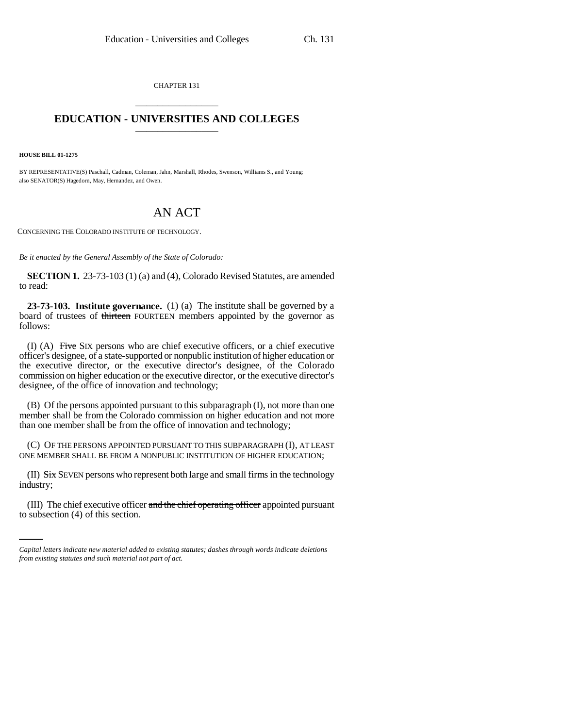CHAPTER 131

# EDUCATION - UNIVERSITIES AND COLLEGES

**HOUSE BILL 01-1275**

BY REPRESENTATIVE(S) Paschall, Cadman, Coleman, Jahn, Marshall, Rhodes, Swenson, Williams S., and Young; also SENATOR(S) Hagedorn, May, Hernandez, and Owen.

# AN ACT

CONCERNING THE COLORADO INSTITUTE OF TECHNOLOGY.

*Be it enacted by the General Assembly of the State of Colorado:*

**SECTION 1.** 23-73-103 (1) (a) and (4), Colorado Revised Statutes, are amended to read:

**23-73-103. Institute governance.** (1) (a) The institute shall be governed by a board of trustees of ~~thirteen~~ FOURTEEN members appointed by the governor as follows:

(I) (A) ~~Five~~ SIX persons who are chief executive officers, or a chief executive officer's designee, of a state-supported or nonpublic institution of higher education or the executive director, or the executive director's designee, of the Colorado commission on higher education or the executive director, or the executive director's designee, of the office of innovation and technology;

(B) Of the persons appointed pursuant to this subparagraph (I), not more than one member shall be from the Colorado commission on higher education and not more than one member shall be from the office of innovation and technology;

(C) OF THE PERSONS APPOINTED PURSUANT TO THIS SUBPARAGRAPH (I), AT LEAST ONE MEMBER SHALL BE FROM A NONPUBLIC INSTITUTION OF HIGHER EDUCATION;

(II) ~~Six~~ SEVEN persons who represent both large and small firms in the technology industry;

(III) The chief executive officer ~~and the chief operating officer~~ appointed pursuant to subsection (4) of this section.

*Capital letters indicate new material added to existing statutes; dashes through words indicate deletions from existing statutes and such material not part of act.*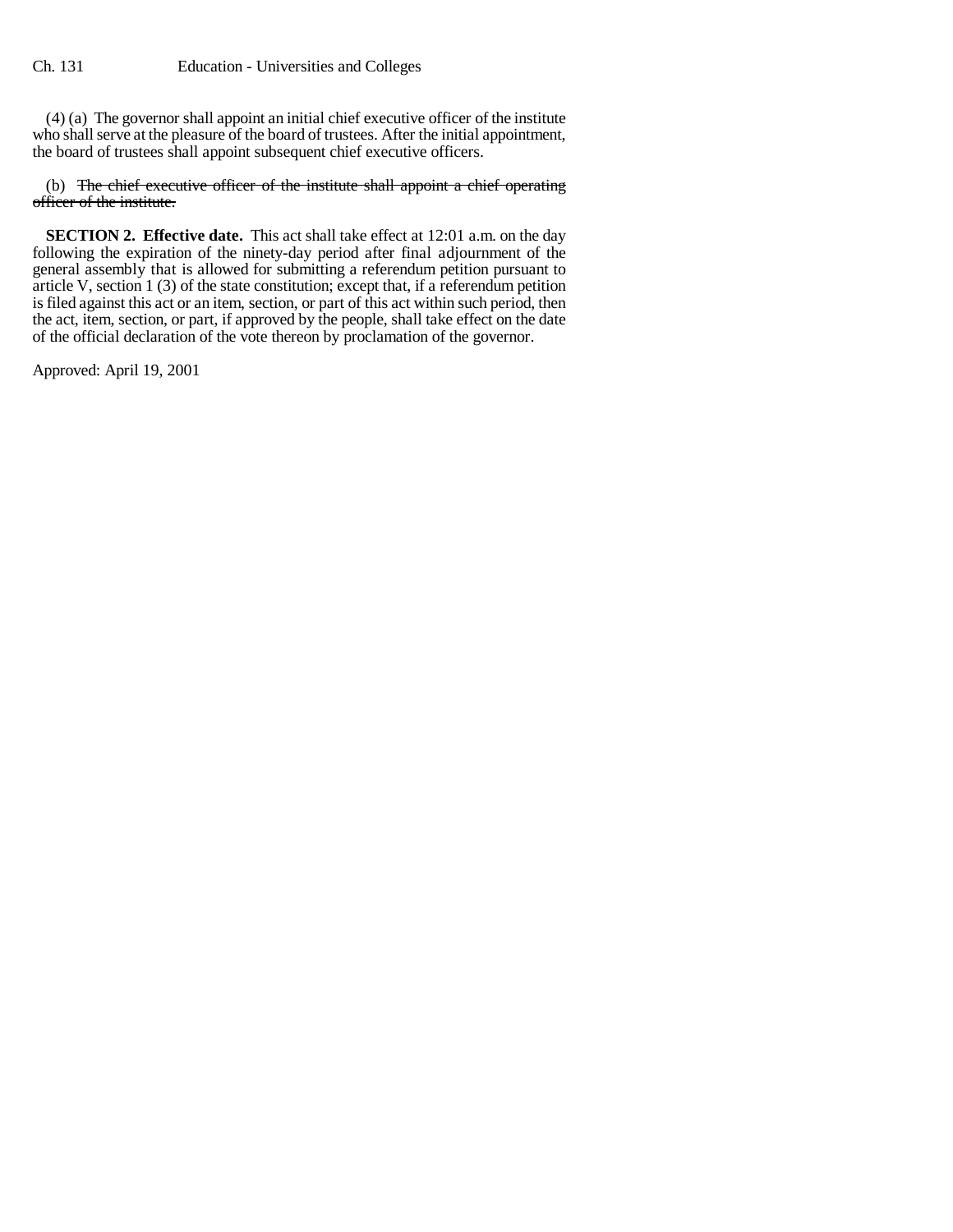(4) (a) The governor shall appoint an initial chief executive officer of the institute who shall serve at the pleasure of the board of trustees. After the initial appointment, the board of trustees shall appoint subsequent chief executive officers.

(b) ~~The chief executive officer of the institute shall appoint a chief operating officer of the institute.~~

**SECTION 2. Effective date.** This act shall take effect at 12:01 a.m. on the day following the expiration of the ninety-day period after final adjournment of the general assembly that is allowed for submitting a referendum petition pursuant to article V, section 1 (3) of the state constitution; except that, if a referendum petition is filed against this act or an item, section, or part of this act within such period, then the act, item, section, or part, if approved by the people, shall take effect on the date of the official declaration of the vote thereon by proclamation of the governor.

Approved: April 19, 2001